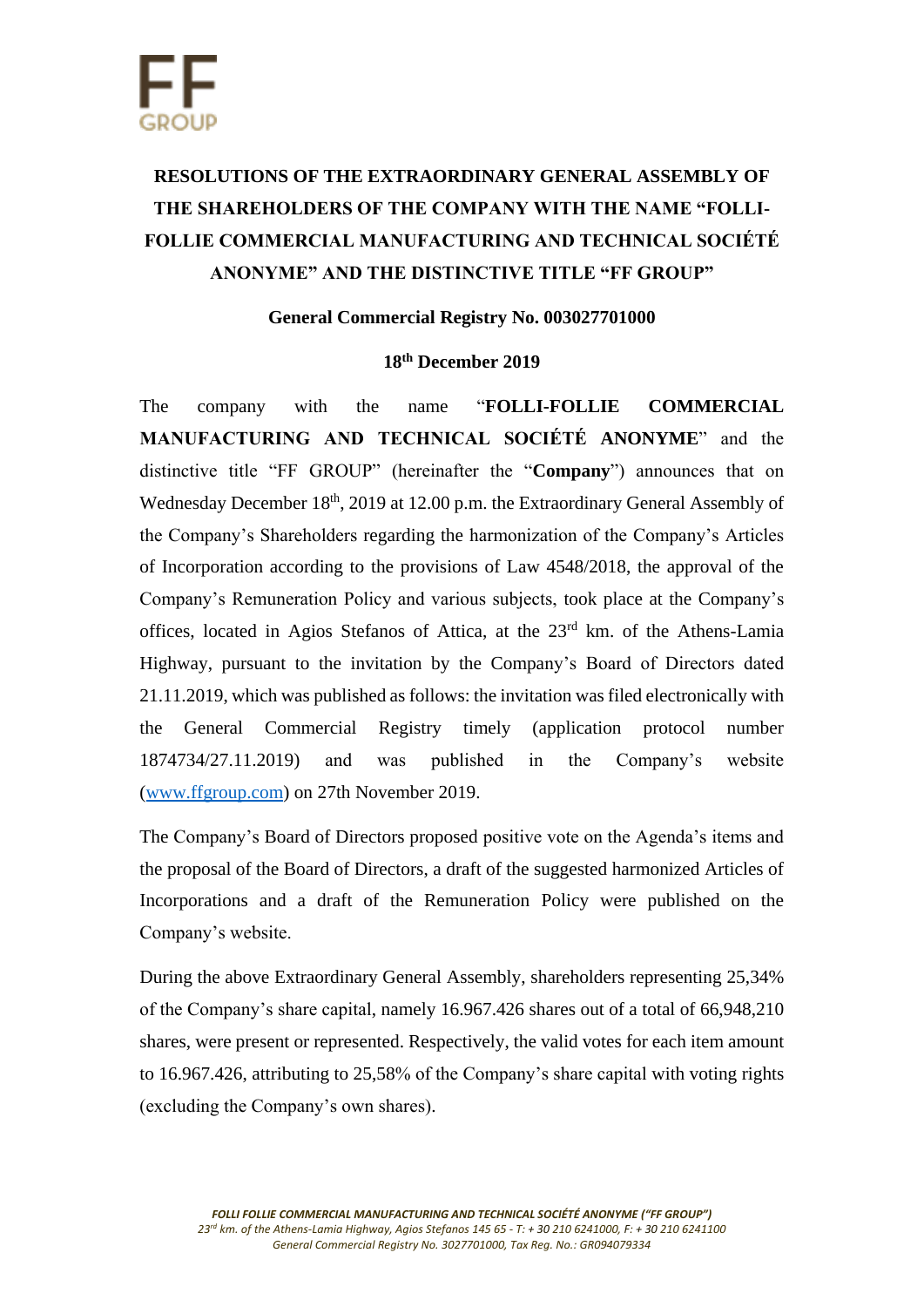# RESOLUTIONS OF THE EXTRAORDINARY GENERAL ASSEMBLY OF THE SHAREHOLDERS OF THE COMPANY WITH THE NAME "FOLLI-FOLLIE COMMERCIAL MANUFACTURING AND TECHNICAL SOCIÉTÉ ANONYME" AND THE DISTINCTIVE TITLE "FF GROUP"

**General Commercial Registry No. 003027701000**

**18th December 2019**

The company with the name "**FOLLI-FOLLIE COMMERCIAL MANUFACTURING AND TECHNICAL SOCIÉTÉ ANONYME**" and the distinctive title "FF GROUP" (hereinafter the "**Company**") announces that on Wednesday December 18th, 2019 at 12.00 p.m. the Extraordinary General Assembly of the Company's Shareholders regarding the harmonization of the Company's Articles of Incorporation according to the provisions of Law 4548/2018, the approval of the Company's Remuneration Policy and various subjects, took place at the Company's offices, located in Agios Stefanos of Attica, at the 23rd km. of the Athens-Lamia Highway, pursuant to the invitation by the Company's Board of Directors dated 21.11.2019, which was published as follows: the invitation was filed electronically with the General Commercial Registry timely (application protocol number 1874734/27.11.2019) and was published in the Company's website (www.ffgroup.com) on 27th November 2019.

The Company's Board of Directors proposed positive vote on the Agenda's items and the proposal of the Board of Directors, a draft of the suggested harmonized Articles of Incorporations and a draft of the Remuneration Policy were published on the Company's website.

During the above Extraordinary General Assembly, shareholders representing 25,34% of the Company's share capital, namely 16.967.426 shares out of a total of 66,948,210 shares, were present or represented. Respectively, the valid votes for each item amount to 16.967.426, attributing to 25,58% of the Company's share capital with voting rights (excluding the Company's own shares).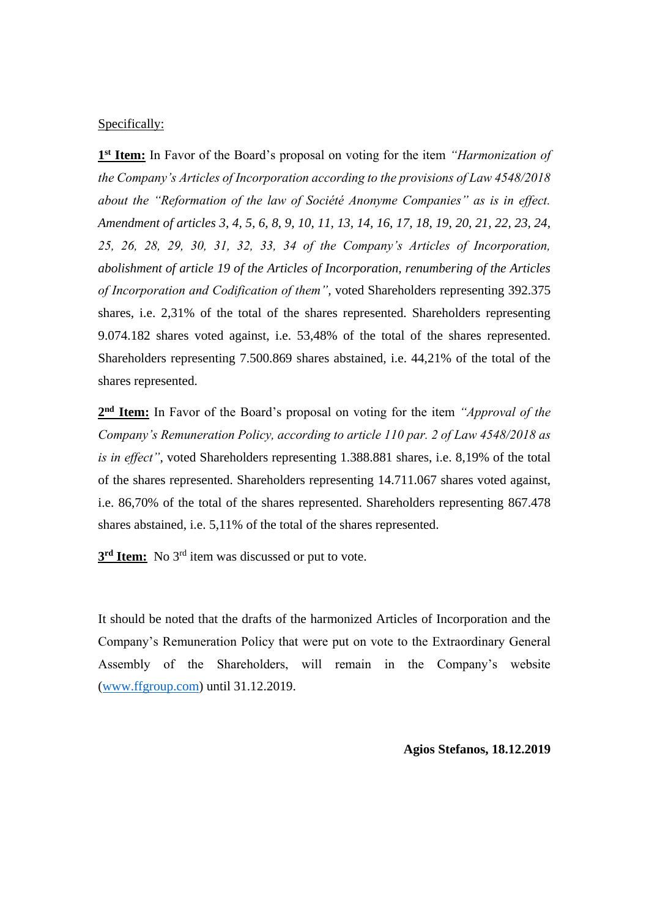<u>Specifically:</u>

**<u>1st Item:</u>** In Favor of the Board's proposal on voting for the item *"Harmonization of the Company's Articles of Incorporation according to the provisions of Law 4548/2018 about the "Reformation of the law of Société Anonyme Companies" as is in effect. Amendment of articles 3, 4, 5, 6, 8, 9, 10, 11, 13, 14, 16, 17, 18, 19, 20, 21, 22, 23, 24, 25, 26, 28, 29, 30, 31, 32, 33, 34 of the Company's Articles of Incorporation, abolishment of article 19 of the Articles of Incorporation, renumbering of the Articles of Incorporation and Codification of them"*, voted Shareholders representing 392.375 shares, i.e. 2,31% of the total of the shares represented. Shareholders representing 9.074.182 shares voted against, i.e. 53,48% of the total of the shares represented. Shareholders representing 7.500.869 shares abstained, i.e. 44,21% of the total of the shares represented.

**<u>2nd Item:</u>** In Favor of the Board's proposal on voting for the item *"Approval of the Company's Remuneration Policy, according to article 110 par. 2 of Law 4548/2018 as is in effect"*, voted Shareholders representing 1.388.881 shares, i.e. 8,19% of the total of the shares represented. Shareholders representing 14.711.067 shares voted against, i.e. 86,70% of the total of the shares represented. Shareholders representing 867.478 shares abstained, i.e. 5,11% of the total of the shares represented.

**<u>3rd Item:</u>** No 3rd item was discussed or put to vote.

It should be noted that the drafts of the harmonized Articles of Incorporation and the Company's Remuneration Policy that were put on vote to the Extraordinary General Assembly of the Shareholders, will remain in the Company's website (www.ffgroup.com) until 31.12.2019.

**Agios Stefanos, 18.12.2019**